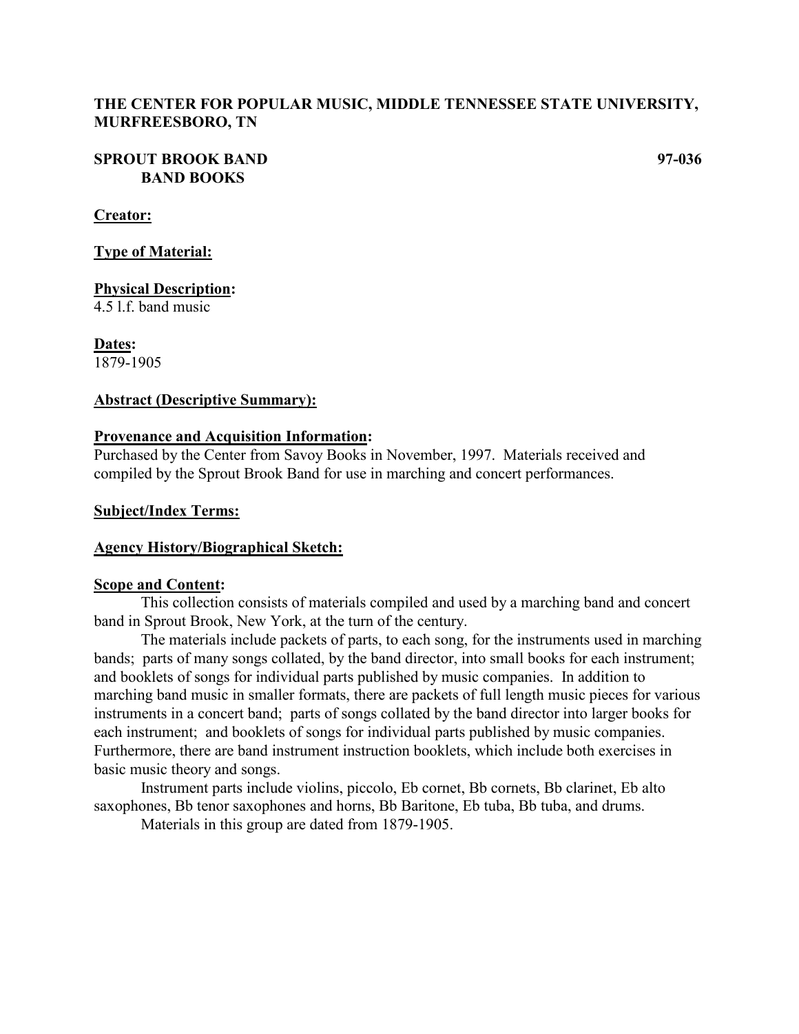**THE CENTER FOR POPULAR MUSIC, MIDDLE TENNESSEE STATE UNIVERSITY, MURFREESBORO, TN**

**SPROUT BROOK BAND BAND BOOKS** **97-036**

**Creator:**

**Type of Material:**

**Physical Description:**
4.5 l.f. band music

**Dates:**
1879-1905

**Abstract (Descriptive Summary):**

**Provenance and Acquisition Information:**
Purchased by the Center from Savoy Books in November, 1997. Materials received and compiled by the Sprout Brook Band for use in marching and concert performances.

**Subject/Index Terms:**

**Agency History/Biographical Sketch:**

**Scope and Content:**

This collection consists of materials compiled and used by a marching band and concert band in Sprout Brook, New York, at the turn of the century.

The materials include packets of parts, to each song, for the instruments used in marching bands; parts of many songs collated, by the band director, into small books for each instrument; and booklets of songs for individual parts published by music companies. In addition to marching band music in smaller formats, there are packets of full length music pieces for various instruments in a concert band; parts of songs collated by the band director into larger books for each instrument; and booklets of songs for individual parts published by music companies. Furthermore, there are band instrument instruction booklets, which include both exercises in basic music theory and songs.

Instrument parts include violins, piccolo, Eb cornet, Bb cornets, Bb clarinet, Eb alto saxophones, Bb tenor saxophones and horns, Bb Baritone, Eb tuba, Bb tuba, and drums.

Materials in this group are dated from 1879-1905.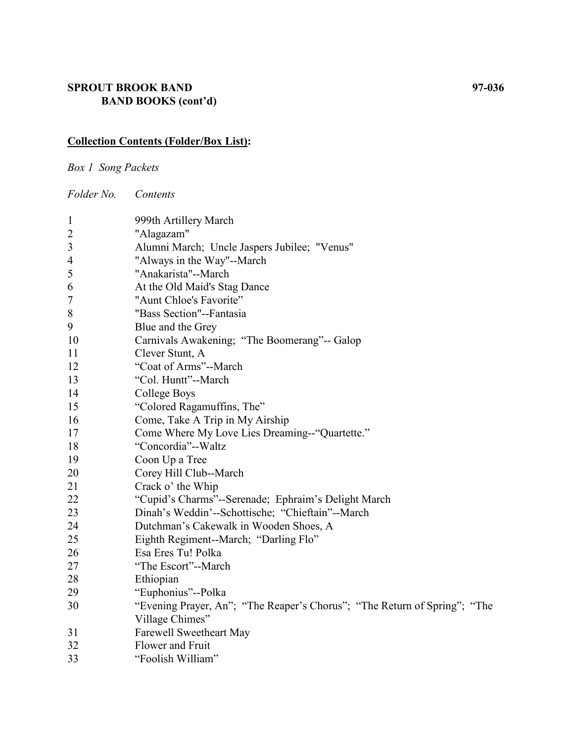**SPROUT BROOK BAND** **97-036**
**BAND BOOKS (cont'd)**

**<u>Collection Contents (Folder/Box List)</u>:**

*Box 1 Song Packets*

| *Folder No.* | *Contents* |
|---|---|
| 1 | 999th Artillery March |
| 2 | "Alagazam" |
| 3 | Alumni March; Uncle Jaspers Jubilee; "Venus" |
| 4 | "Always in the Way"--March |
| 5 | "Anakarista"--March |
| 6 | At the Old Maid's Stag Dance |
| 7 | "Aunt Chloe's Favorite" |
| 8 | "Bass Section"--Fantasia |
| 9 | Blue and the Grey |
| 10 | Carnivals Awakening; "The Boomerang"-- Galop |
| 11 | Clever Stunt, A |
| 12 | "Coat of Arms"--March |
| 13 | "Col. Huntt"--March |
| 14 | College Boys |
| 15 | "Colored Ragamuffins, The" |
| 16 | Come, Take A Trip in My Airship |
| 17 | Come Where My Love Lies Dreaming--"Quartette." |
| 18 | "Concordia"--Waltz |
| 19 | Coon Up a Tree |
| 20 | Corey Hill Club--March |
| 21 | Crack o' the Whip |
| 22 | "Cupid's Charms"--Serenade; Ephraim's Delight March |
| 23 | Dinah's Weddin'--Schottische; "Chieftain"--March |
| 24 | Dutchman's Cakewalk in Wooden Shoes, A |
| 25 | Eighth Regiment--March; "Darling Flo" |
| 26 | Esa Eres Tu! Polka |
| 27 | "The Escort"--March |
| 28 | Ethiopian |
| 29 | "Euphonius"--Polka |
| 30 | "Evening Prayer, An"; "The Reaper's Chorus"; "The Return of Spring"; "The Village Chimes" |
| 31 | Farewell Sweetheart May |
| 32 | Flower and Fruit |
| 33 | "Foolish William" |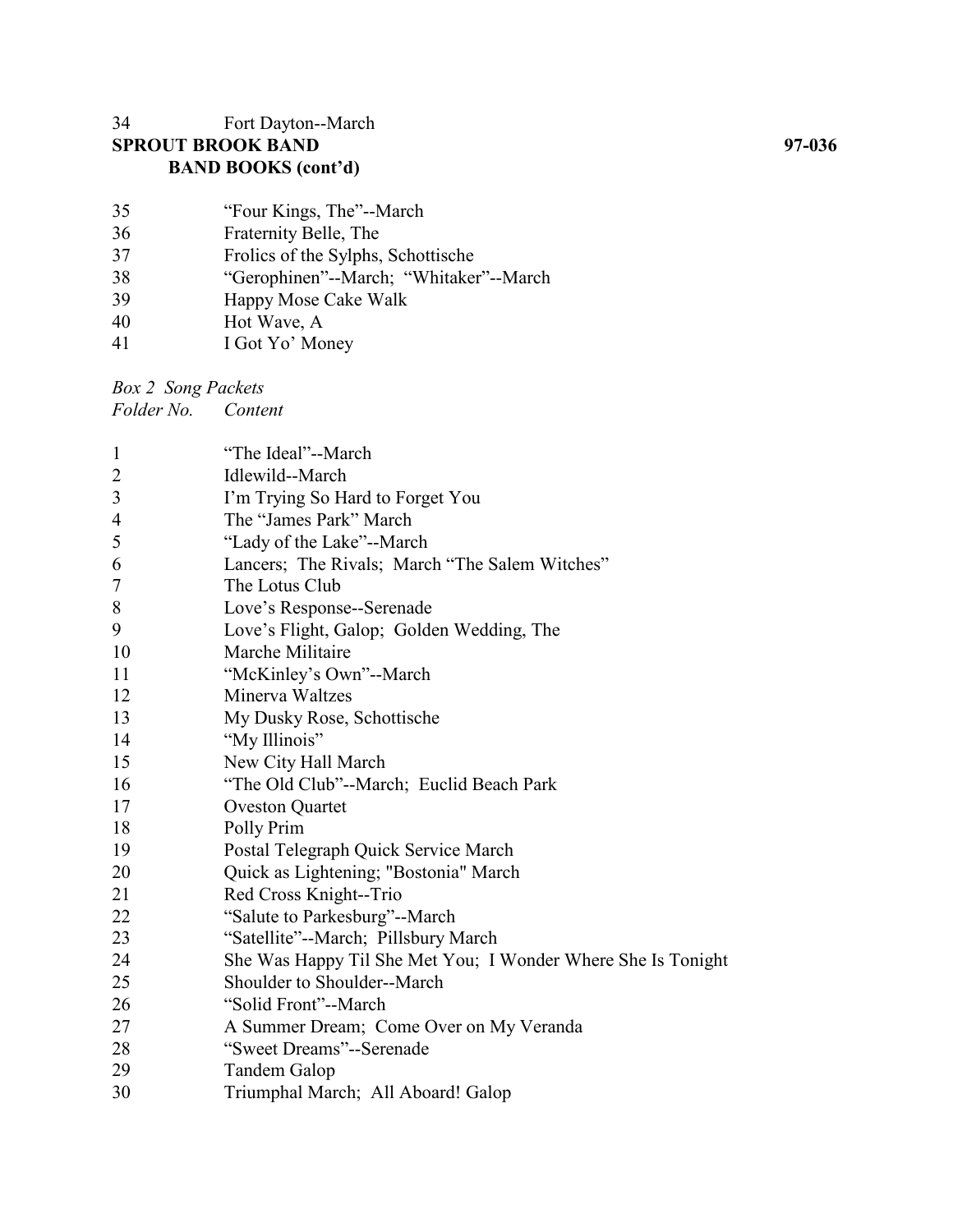34 Fort Dayton--March

**SPROUT BROOK BAND** **97-036**

**BAND BOOKS (cont'd)**

35 "Four Kings, The"--March
36 Fraternity Belle, The
37 Frolics of the Sylphs, Schottische
38 "Gerophinen"--March; "Whitaker"--March
39 Happy Mose Cake Walk
40 Hot Wave, A
41 I Got Yo' Money

*Box 2 Song Packets*

| *Folder No.* | *Content* |
|---|---|
| 1 | "The Ideal"--March |
| 2 | Idlewild--March |
| 3 | I'm Trying So Hard to Forget You |
| 4 | The "James Park" March |
| 5 | "Lady of the Lake"--March |
| 6 | Lancers; The Rivals; March "The Salem Witches" |
| 7 | The Lotus Club |
| 8 | Love's Response--Serenade |
| 9 | Love's Flight, Galop; Golden Wedding, The |
| 10 | Marche Militaire |
| 11 | "McKinley's Own"--March |
| 12 | Minerva Waltzes |
| 13 | My Dusky Rose, Schottische |
| 14 | "My Illinois" |
| 15 | New City Hall March |
| 16 | "The Old Club"--March; Euclid Beach Park |
| 17 | Oveston Quartet |
| 18 | Polly Prim |
| 19 | Postal Telegraph Quick Service March |
| 20 | Quick as Lightening; "Bostonia" March |
| 21 | Red Cross Knight--Trio |
| 22 | "Salute to Parkesburg"--March |
| 23 | "Satellite"--March; Pillsbury March |
| 24 | She Was Happy Til She Met You; I Wonder Where She Is Tonight |
| 25 | Shoulder to Shoulder--March |
| 26 | "Solid Front"--March |
| 27 | A Summer Dream; Come Over on My Veranda |
| 28 | "Sweet Dreams"--Serenade |
| 29 | Tandem Galop |
| 30 | Triumphal March; All Aboard! Galop |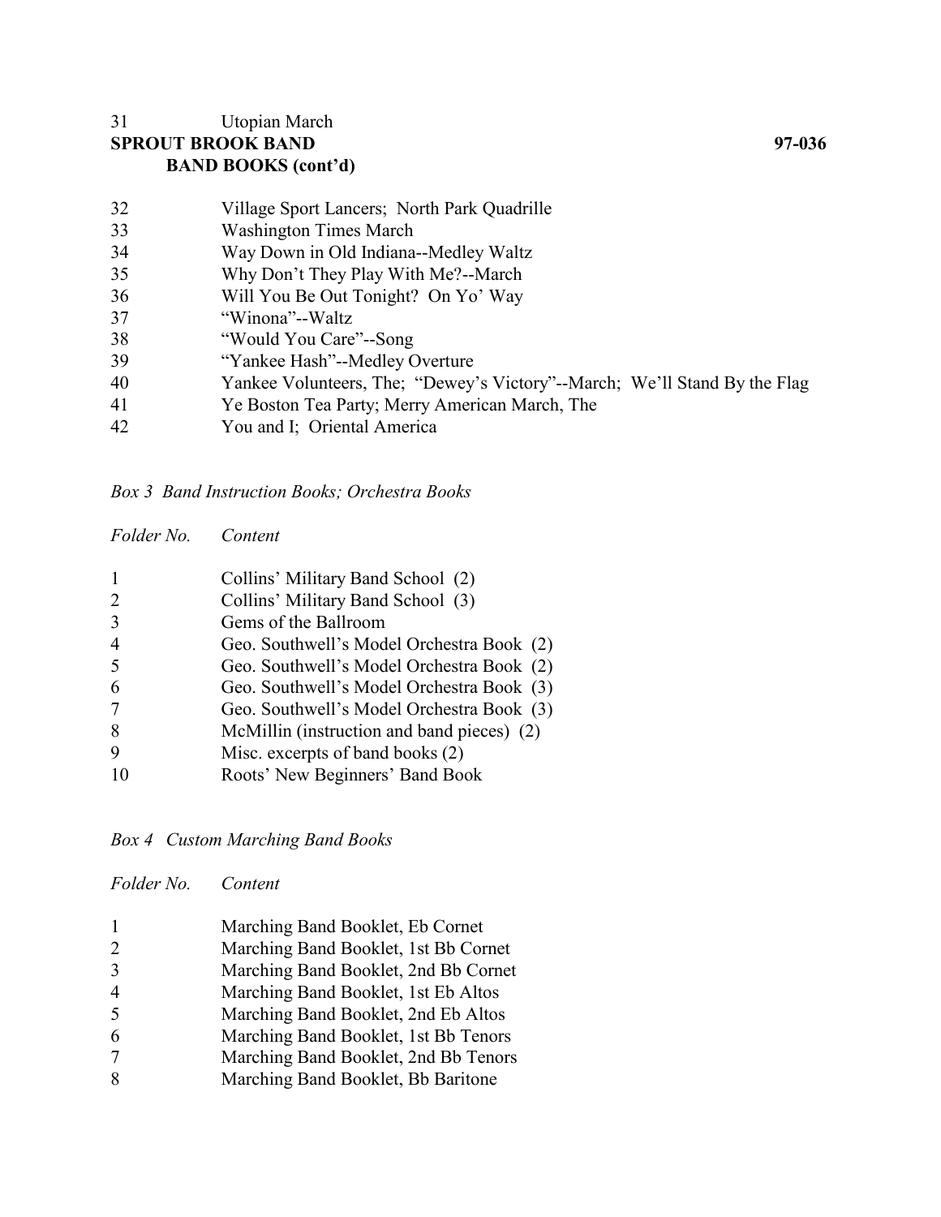31 Utopian March

**SPROUT BROOK BAND** **97-036**

**BAND BOOKS (cont'd)**

| | |
|---|---|
| 32 | Village Sport Lancers; North Park Quadrille |
| 33 | Washington Times March |
| 34 | Way Down in Old Indiana--Medley Waltz |
| 35 | Why Don't They Play With Me?--March |
| 36 | Will You Be Out Tonight? On Yo' Way |
| 37 | "Winona"--Waltz |
| 38 | "Would You Care"--Song |
| 39 | "Yankee Hash"--Medley Overture |
| 40 | Yankee Volunteers, The; "Dewey's Victory"--March; We'll Stand By the Flag |
| 41 | Ye Boston Tea Party; Merry American March, The |
| 42 | You and I; Oriental America |

*Box 3 Band Instruction Books; Orchestra Books*

| *Folder No.* | *Content* |
|---|---|
| 1 | Collins' Military Band School (2) |
| 2 | Collins' Military Band School (3) |
| 3 | Gems of the Ballroom |
| 4 | Geo. Southwell's Model Orchestra Book (2) |
| 5 | Geo. Southwell's Model Orchestra Book (2) |
| 6 | Geo. Southwell's Model Orchestra Book (3) |
| 7 | Geo. Southwell's Model Orchestra Book (3) |
| 8 | McMillin (instruction and band pieces) (2) |
| 9 | Misc. excerpts of band books (2) |
| 10 | Roots' New Beginners' Band Book |

*Box 4 Custom Marching Band Books*

| *Folder No.* | *Content* |
|---|---|
| 1 | Marching Band Booklet, Eb Cornet |
| 2 | Marching Band Booklet, 1st Bb Cornet |
| 3 | Marching Band Booklet, 2nd Bb Cornet |
| 4 | Marching Band Booklet, 1st Eb Altos |
| 5 | Marching Band Booklet, 2nd Eb Altos |
| 6 | Marching Band Booklet, 1st Bb Tenors |
| 7 | Marching Band Booklet, 2nd Bb Tenors |
| 8 | Marching Band Booklet, Bb Baritone |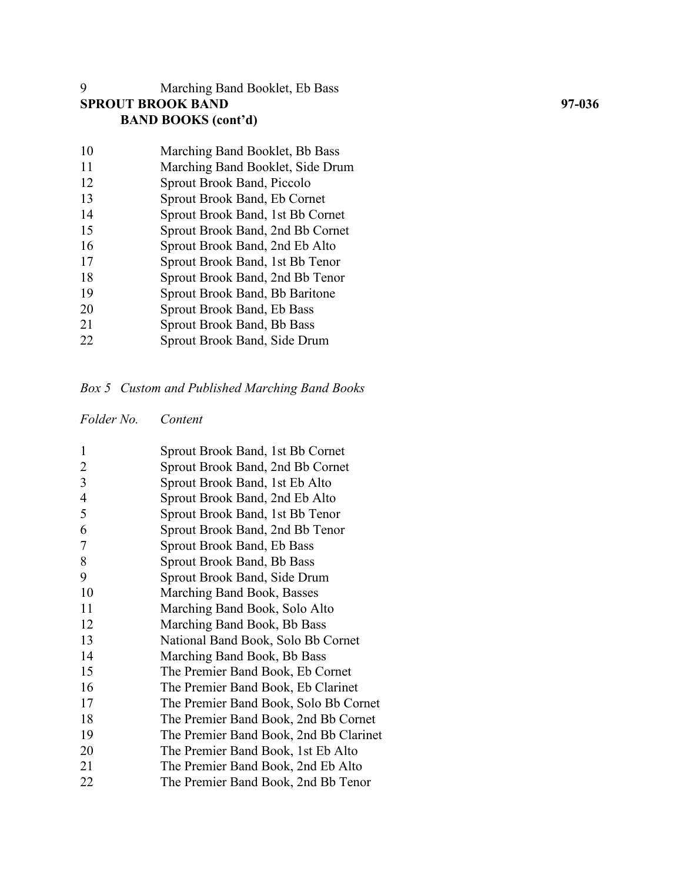9 Marching Band Booklet, Eb Bass

**SPROUT BROOK BAND** **97-036**

**BAND BOOKS (cont'd)**

| | |
|---|---|
| 10 | Marching Band Booklet, Bb Bass |
| 11 | Marching Band Booklet, Side Drum |
| 12 | Sprout Brook Band, Piccolo |
| 13 | Sprout Brook Band, Eb Cornet |
| 14 | Sprout Brook Band, 1st Bb Cornet |
| 15 | Sprout Brook Band, 2nd Bb Cornet |
| 16 | Sprout Brook Band, 2nd Eb Alto |
| 17 | Sprout Brook Band, 1st Bb Tenor |
| 18 | Sprout Brook Band, 2nd Bb Tenor |
| 19 | Sprout Brook Band, Bb Baritone |
| 20 | Sprout Brook Band, Eb Bass |
| 21 | Sprout Brook Band, Bb Bass |
| 22 | Sprout Brook Band, Side Drum |

*Box 5 Custom and Published Marching Band Books*

| *Folder No.* | *Content* |
|---|---|
| 1 | Sprout Brook Band, 1st Bb Cornet |
| 2 | Sprout Brook Band, 2nd Bb Cornet |
| 3 | Sprout Brook Band, 1st Eb Alto |
| 4 | Sprout Brook Band, 2nd Eb Alto |
| 5 | Sprout Brook Band, 1st Bb Tenor |
| 6 | Sprout Brook Band, 2nd Bb Tenor |
| 7 | Sprout Brook Band, Eb Bass |
| 8 | Sprout Brook Band, Bb Bass |
| 9 | Sprout Brook Band, Side Drum |
| 10 | Marching Band Book, Basses |
| 11 | Marching Band Book, Solo Alto |
| 12 | Marching Band Book, Bb Bass |
| 13 | National Band Book, Solo Bb Cornet |
| 14 | Marching Band Book, Bb Bass |
| 15 | The Premier Band Book, Eb Cornet |
| 16 | The Premier Band Book, Eb Clarinet |
| 17 | The Premier Band Book, Solo Bb Cornet |
| 18 | The Premier Band Book, 2nd Bb Cornet |
| 19 | The Premier Band Book, 2nd Bb Clarinet |
| 20 | The Premier Band Book, 1st Eb Alto |
| 21 | The Premier Band Book, 2nd Eb Alto |
| 22 | The Premier Band Book, 2nd Bb Tenor |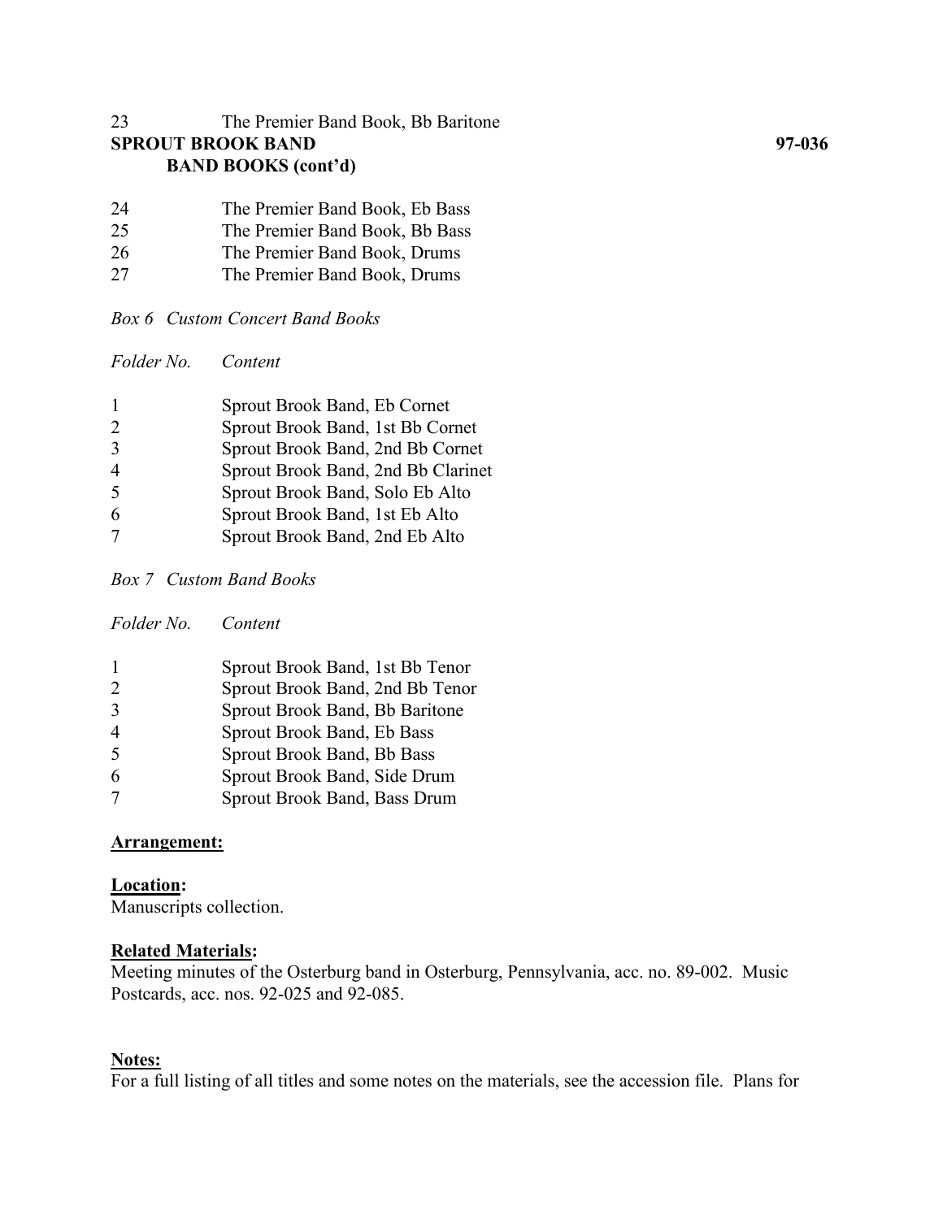| | |
|---|---|
| 23 | The Premier Band Book, Bb Baritone |

**SPROUT BROOK BAND** **97-036**

**BAND BOOKS (cont'd)**

| | |
|---|---|
| 24 | The Premier Band Book, Eb Bass |
| 25 | The Premier Band Book, Bb Bass |
| 26 | The Premier Band Book, Drums |
| 27 | The Premier Band Book, Drums |

*Box 6 Custom Concert Band Books*

| *Folder No.* | *Content* |
|---|---|
| 1 | Sprout Brook Band, Eb Cornet |
| 2 | Sprout Brook Band, 1st Bb Cornet |
| 3 | Sprout Brook Band, 2nd Bb Cornet |
| 4 | Sprout Brook Band, 2nd Bb Clarinet |
| 5 | Sprout Brook Band, Solo Eb Alto |
| 6 | Sprout Brook Band, 1st Eb Alto |
| 7 | Sprout Brook Band, 2nd Eb Alto |

*Box 7 Custom Band Books*

| *Folder No.* | *Content* |
|---|---|
| 1 | Sprout Brook Band, 1st Bb Tenor |
| 2 | Sprout Brook Band, 2nd Bb Tenor |
| 3 | Sprout Brook Band, Bb Baritone |
| 4 | Sprout Brook Band, Eb Bass |
| 5 | Sprout Brook Band, Bb Bass |
| 6 | Sprout Brook Band, Side Drum |
| 7 | Sprout Brook Band, Bass Drum |

**Arrangement:**

**Location:**
Manuscripts collection.

**Related Materials:**
Meeting minutes of the Osterburg band in Osterburg, Pennsylvania, acc. no. 89-002. Music Postcards, acc. nos. 92-025 and 92-085.

**Notes:**
For a full listing of all titles and some notes on the materials, see the accession file. Plans for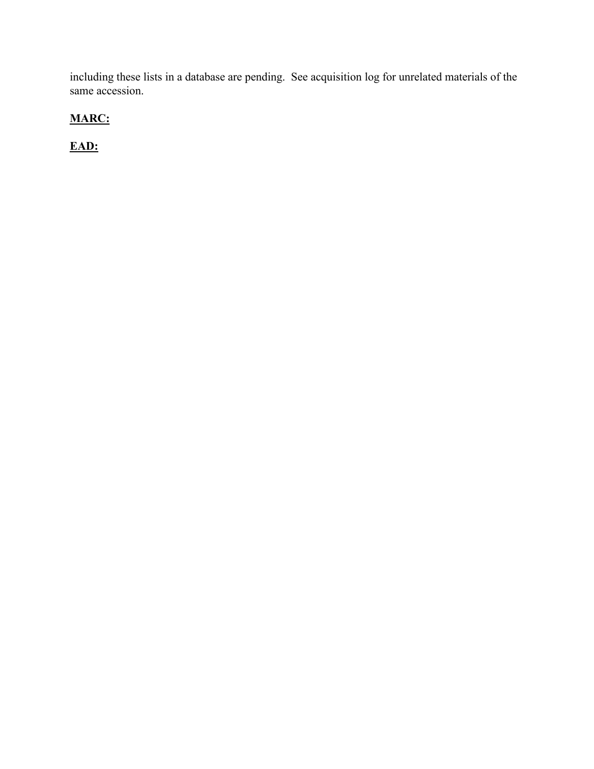including these lists in a database are pending. See acquisition log for unrelated materials of the same accession.

**MARC:**

**EAD:**